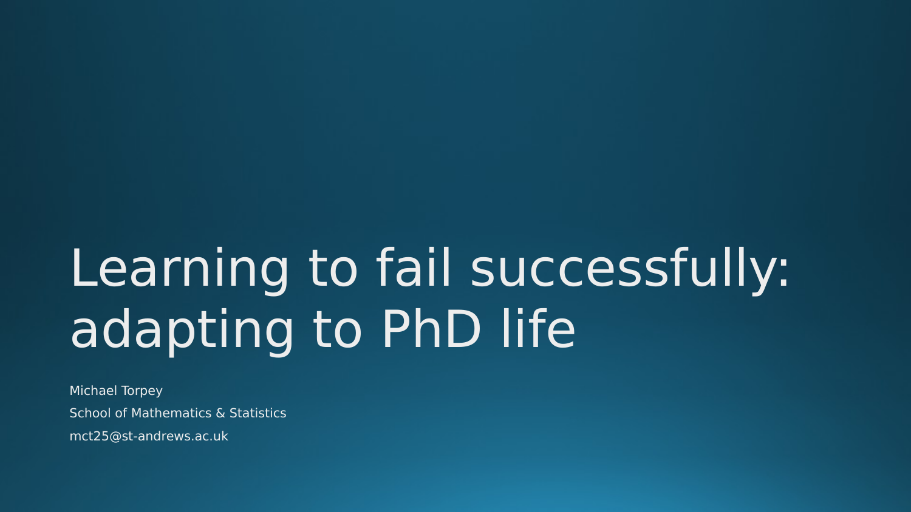# Learning to fail successfully: adapting to PhD life

Michael Torpey

School of Mathematics & Statistics

mct25@st-andrews.ac.uk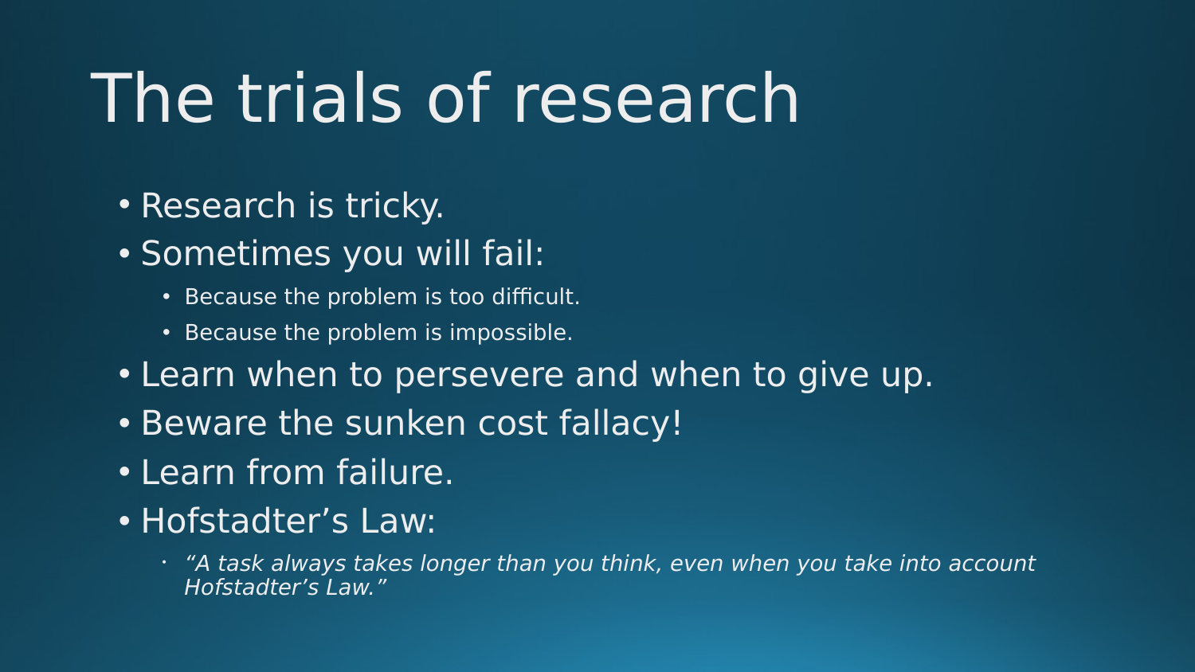# The trials of research

- Research is tricky.
- Sometimes you will fail:
  - Because the problem is too difficult.
  - Because the problem is impossible.
- Learn when to persevere and when to give up.
- Beware the sunken cost fallacy!
- Learn from failure.
- Hofstadter’s Law:
  - *“A task always takes longer than you think, even when you take into account Hofstadter’s Law.”*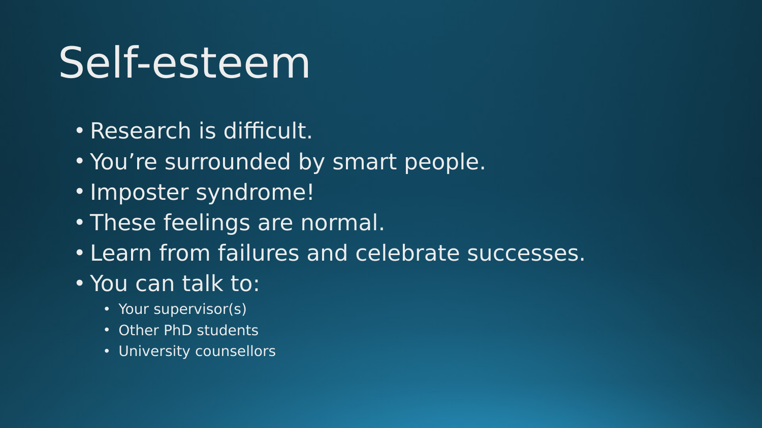# Self-esteem

- Research is difficult.
- You’re surrounded by smart people.
- Imposter syndrome!
- These feelings are normal.
- Learn from failures and celebrate successes.
- You can talk to:
  - Your supervisor(s)
  - Other PhD students
  - University counsellors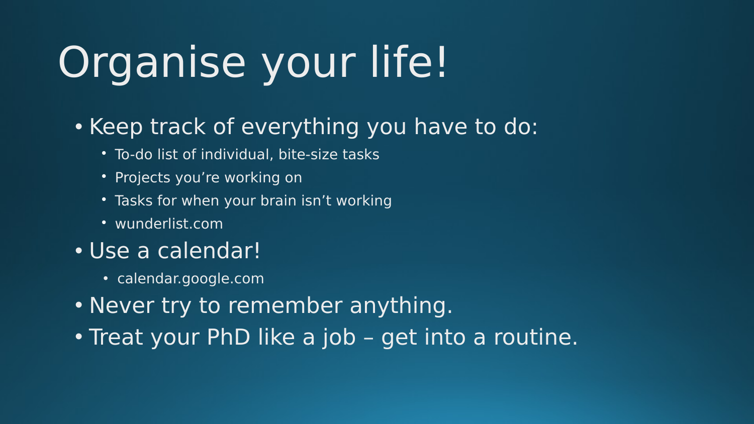# Organise your life!

- Keep track of everything you have to do:
  - To-do list of individual, bite-size tasks
  - Projects you’re working on
  - Tasks for when your brain isn’t working
  - wunderlist.com
- Use a calendar!
  - calendar.google.com
- Never try to remember anything.
- Treat your PhD like a job – get into a routine.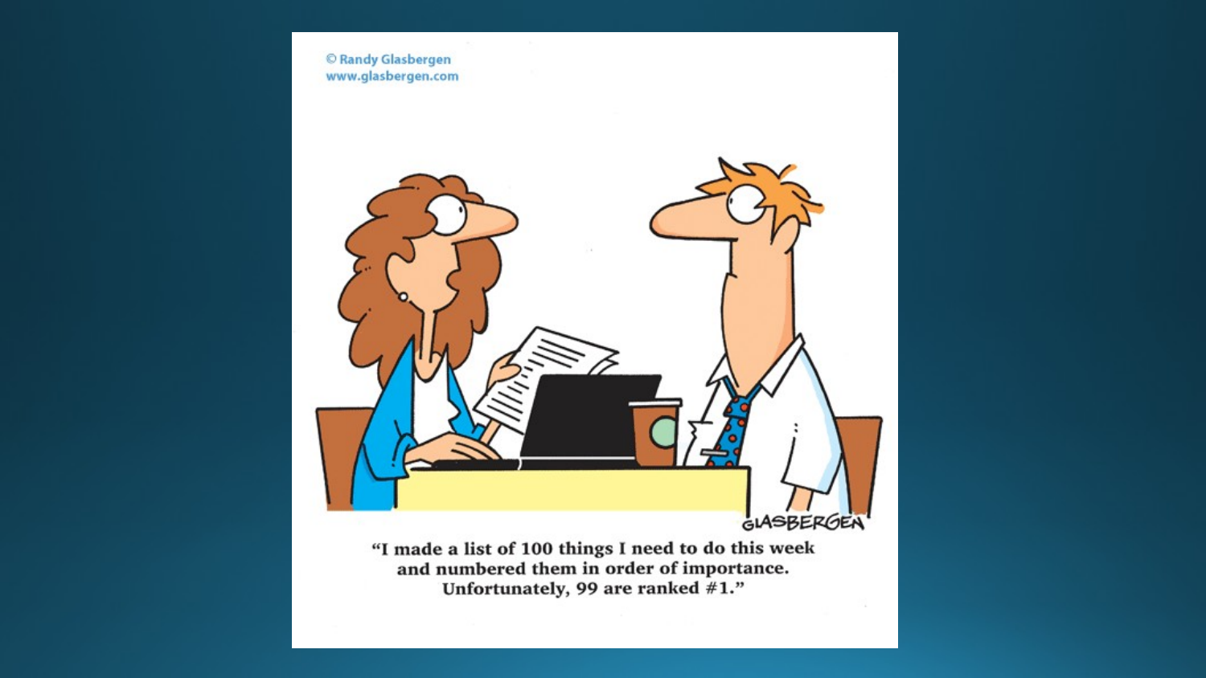© Randy Glasbergen
www.glasbergen.com

GLASBERGEN

"I made a list of 100 things I need to do this week and numbered them in order of importance. Unfortunately, 99 are ranked #1."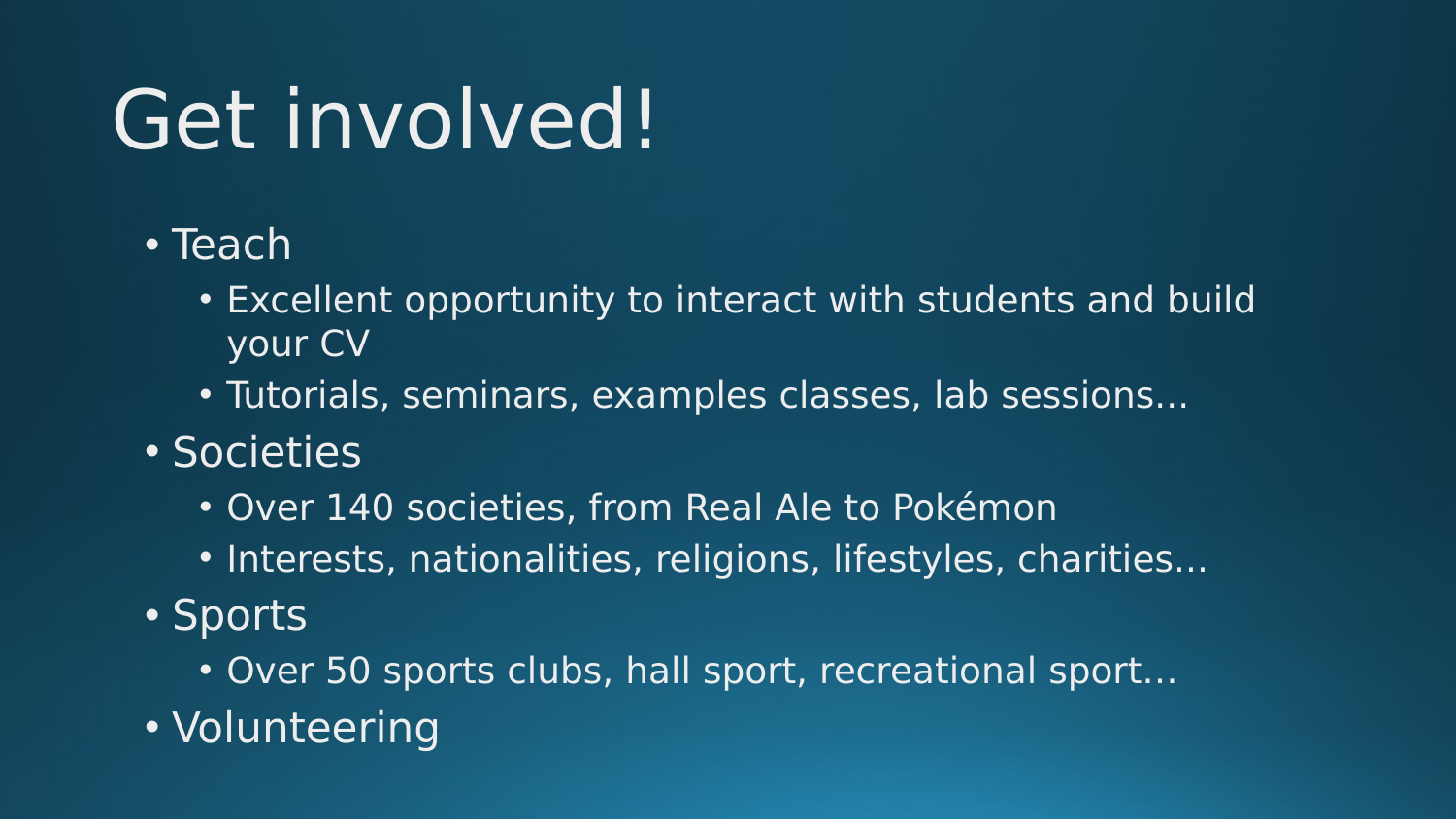# Get involved!

- Teach
  - Excellent opportunity to interact with students and build your CV
  - Tutorials, seminars, examples classes, lab sessions…
- Societies
  - Over 140 societies, from Real Ale to Pokémon
  - Interests, nationalities, religions, lifestyles, charities…
- Sports
  - Over 50 sports clubs, hall sport, recreational sport…
- Volunteering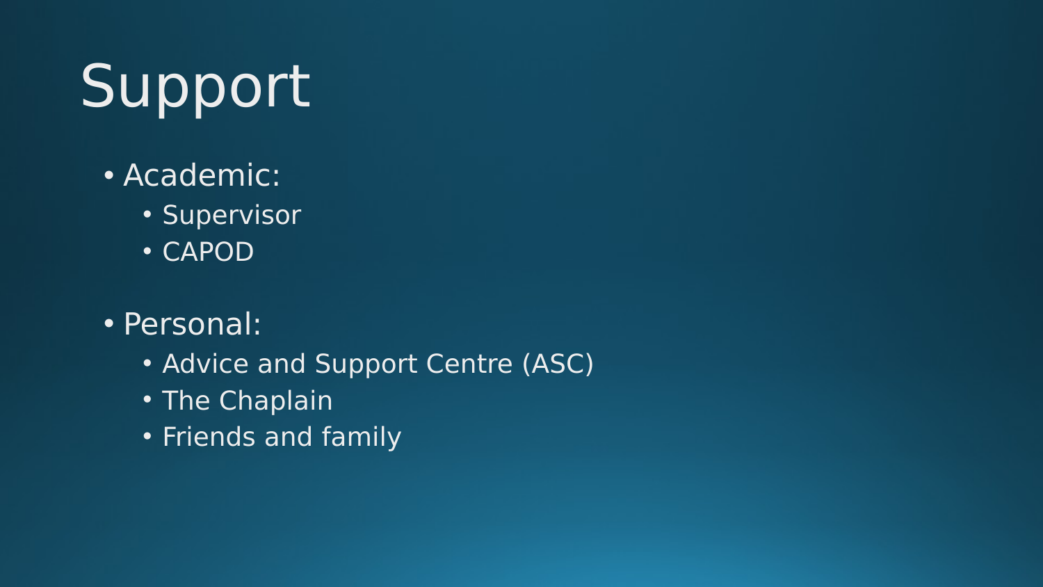# Support

- Academic:
  - Supervisor
  - CAPOD
- Personal:
  - Advice and Support Centre (ASC)
  - The Chaplain
  - Friends and family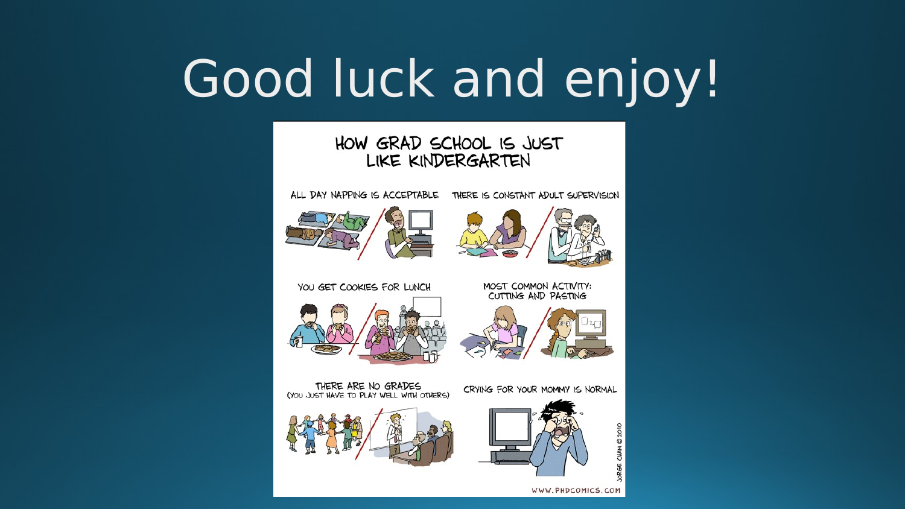# Good luck and enjoy!

HOW GRAD SCHOOL IS JUST LIKE KINDERGARTEN

ALL DAY NAPPING IS ACCEPTABLE

THERE IS CONSTANT ADULT SUPERVISION

YOU GET COOKIES FOR LUNCH

MOST COMMON ACTIVITY: CUTTING AND PASTING

THERE ARE NO GRADES (YOU JUST HAVE TO PLAY WELL WITH OTHERS)

CRYING FOR YOUR MOMMY IS NORMAL

JORGE CHAM © 2010

WWW.PHDCOMICS.COM